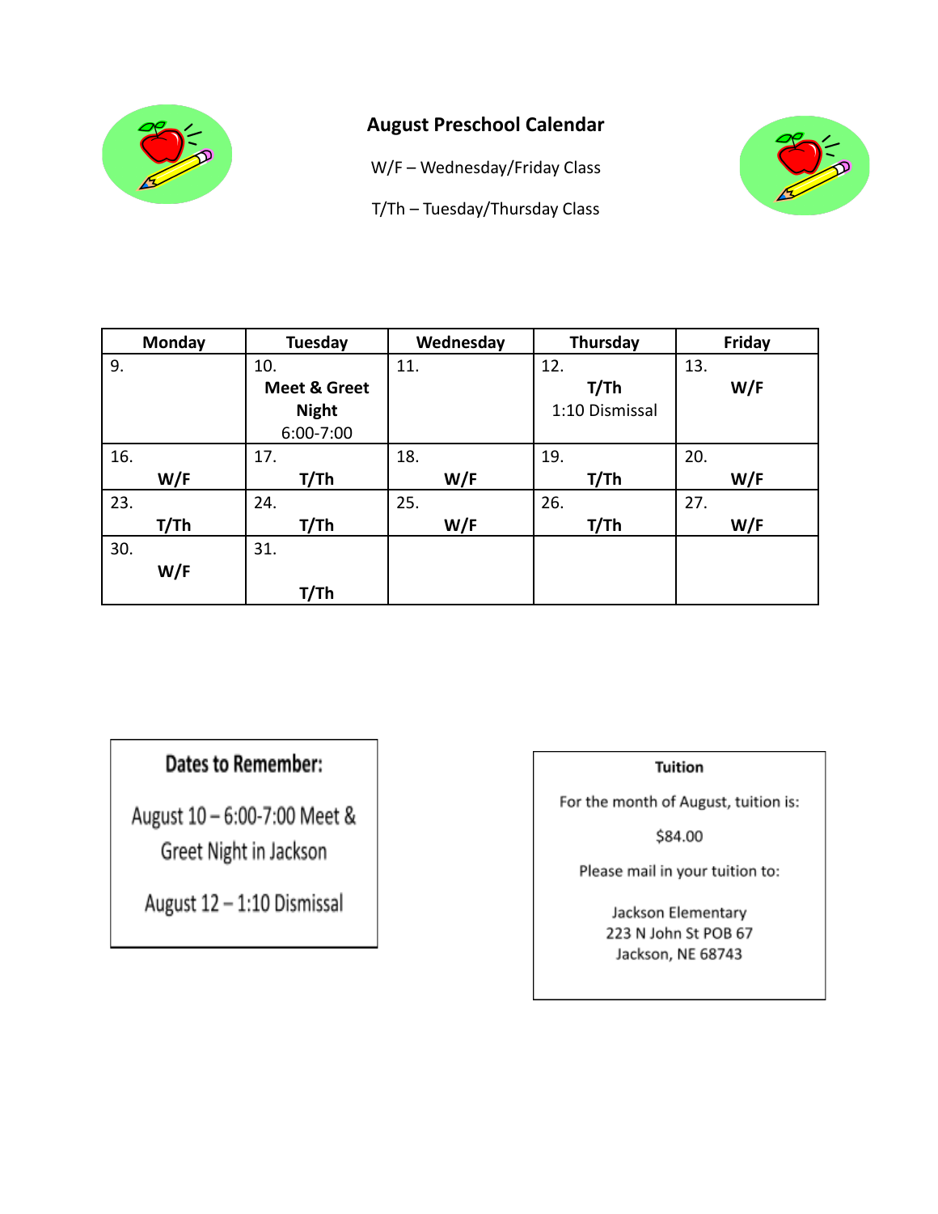# August Preschool Calendar

W/F – Wednesday/Friday Class

T/Th – Tuesday/Thursday Class

| Monday | Tuesday | Wednesday | Thursday | Friday |
|---|---|---|---|---|
| 9. | 10. **Meet & Greet Night** 6:00-7:00 | 11. | 12. **T/Th** 1:10 Dismissal | 13. **W/F** |
| 16. **W/F** | 17. **T/Th** | 18. **W/F** | 19. **T/Th** | 20. **W/F** |
| 23. **T/Th** | 24. **T/Th** | 25. **W/F** | 26. **T/Th** | 27. **W/F** |
| 30. **W/F** | 31. **T/Th** | | | |

**Dates to Remember:**

August 10 – 6:00-7:00 Meet & Greet Night in Jackson

August 12 – 1:10 Dismissal

**Tuition**

For the month of August, tuition is:

$84.00

Please mail in your tuition to:

Jackson Elementary
223 N John St POB 67
Jackson, NE 68743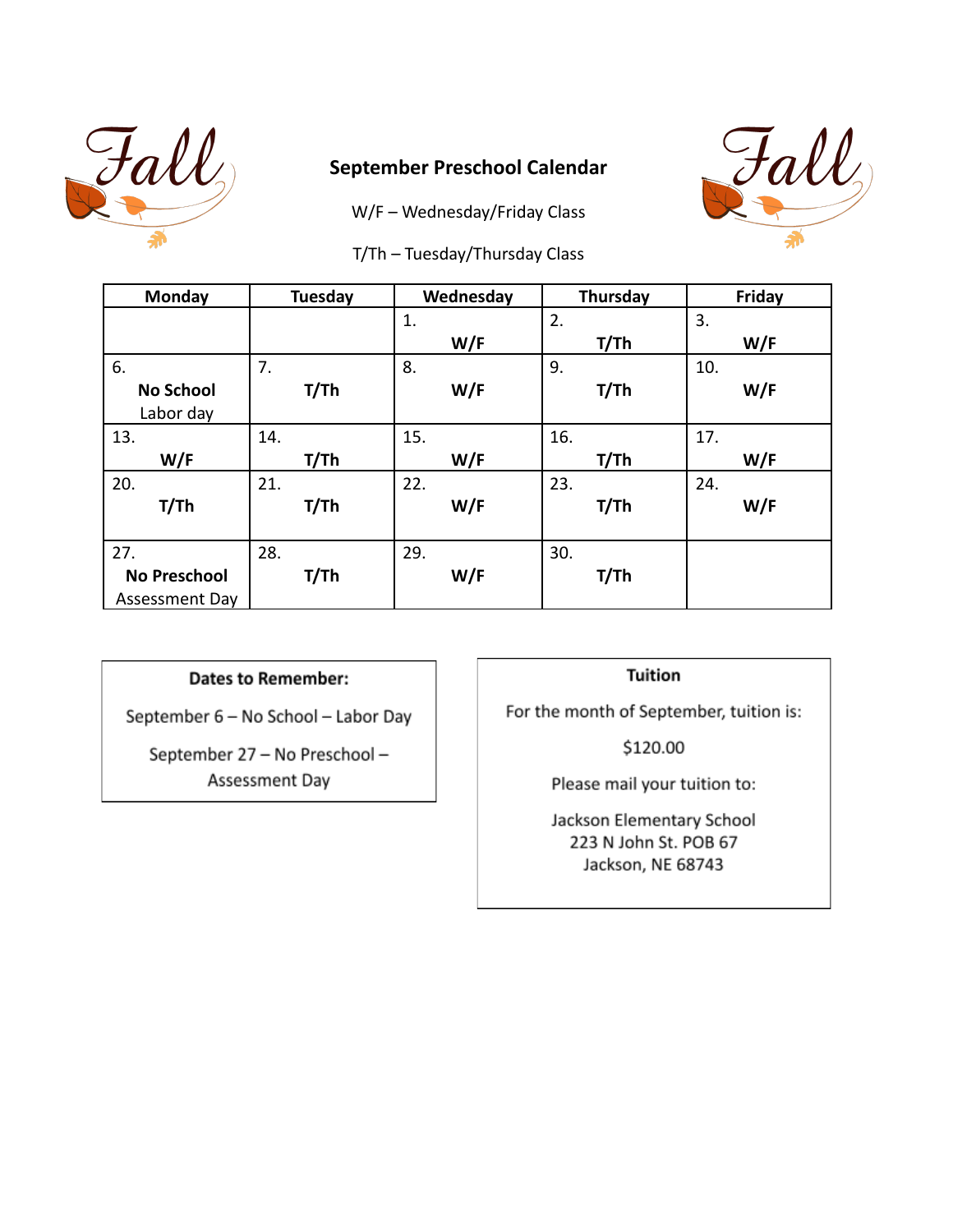## September Preschool Calendar

W/F – Wednesday/Friday Class

T/Th – Tuesday/Thursday Class

| Monday | Tuesday | Wednesday | Thursday | Friday |
|---|---|---|---|---|
| | | 1. **W/F** | 2. **T/Th** | 3. **W/F** |
| 6. **No School** Labor day | 7. **T/Th** | 8. **W/F** | 9. **T/Th** | 10. **W/F** |
| 13. **W/F** | 14. **T/Th** | 15. **W/F** | 16. **T/Th** | 17. **W/F** |
| 20. **T/Th** | 21. **T/Th** | 22. **W/F** | 23. **T/Th** | 24. **W/F** |
| 27. **No Preschool** Assessment Day | 28. **T/Th** | 29. **W/F** | 30. **T/Th** | |

**Dates to Remember:**

September 6 – No School – Labor Day

September 27 – No Preschool – Assessment Day

**Tuition**

For the month of September, tuition is:

$120.00

Please mail your tuition to:

Jackson Elementary School
223 N John St. POB 67
Jackson, NE 68743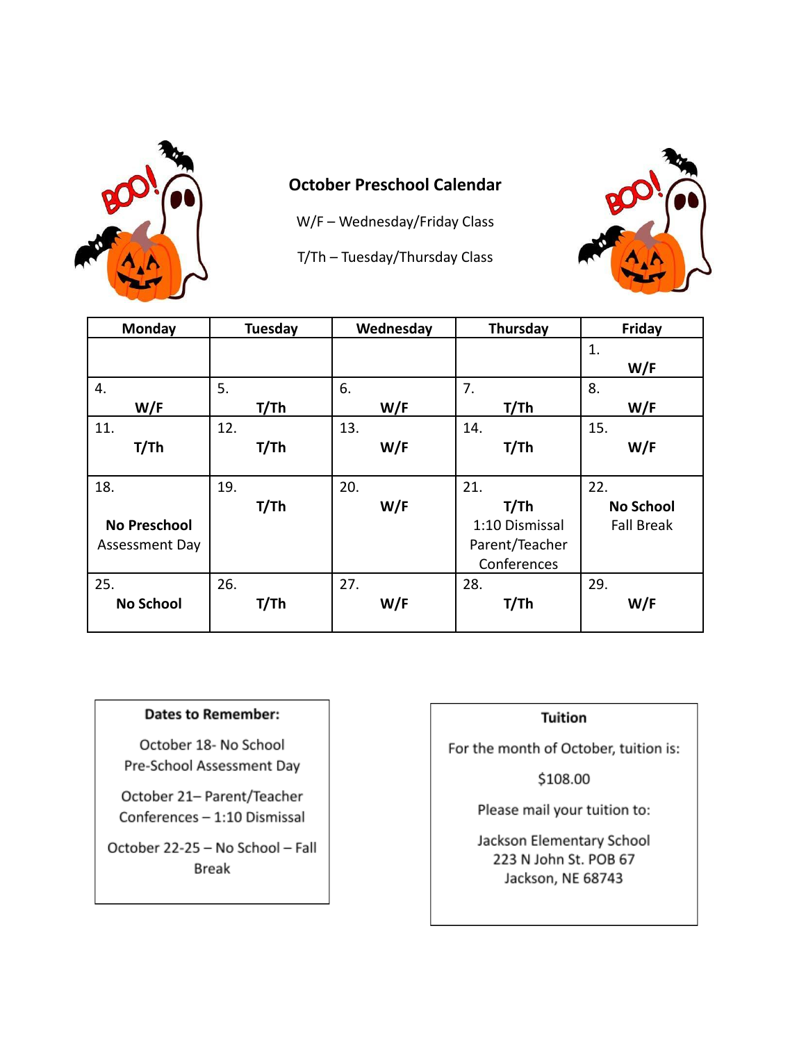## October Preschool Calendar

W/F – Wednesday/Friday Class

T/Th – Tuesday/Thursday Class

| Monday | Tuesday | Wednesday | Thursday | Friday |
|---|---|---|---|---|
| | | | | 1. **W/F** |
| 4. **W/F** | 5. **T/Th** | 6. **W/F** | 7. **T/Th** | 8. **W/F** |
| 11. **T/Th** | 12. **T/Th** | 13. **W/F** | 14. **T/Th** | 15. **W/F** |
| 18. **No Preschool** Assessment Day | 19. **T/Th** | 20. **W/F** | 21. **T/Th** 1:10 Dismissal Parent/Teacher Conferences | 22. **No School** Fall Break |
| 25. **No School** | 26. **T/Th** | 27. **W/F** | 28. **T/Th** | 29. **W/F** |

**Dates to Remember:**

October 18- No School Pre-School Assessment Day

October 21– Parent/Teacher Conferences – 1:10 Dismissal

October 22-25 – No School – Fall Break

**Tuition**

For the month of October, tuition is:

$108.00

Please mail your tuition to:

Jackson Elementary School
223 N John St. POB 67
Jackson, NE 68743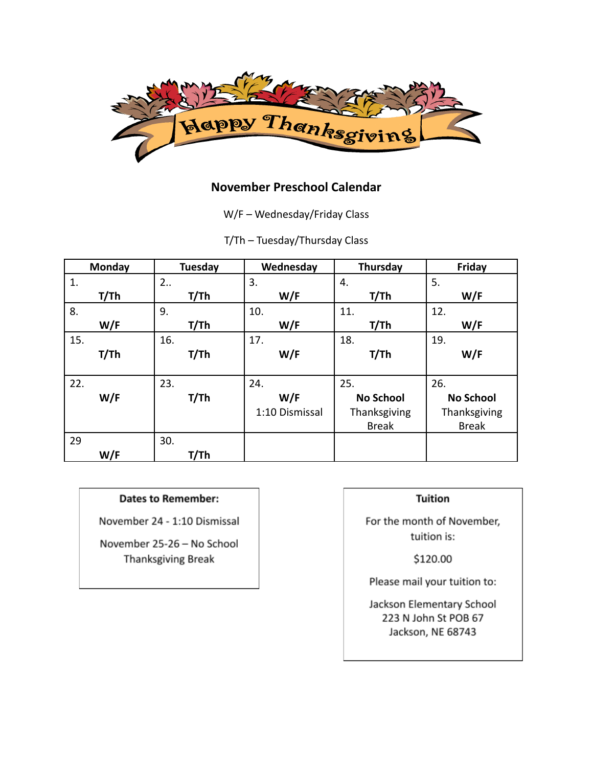Happy Thanksgiving

## November Preschool Calendar

W/F – Wednesday/Friday Class

T/Th – Tuesday/Thursday Class

| Monday | Tuesday | Wednesday | Thursday | Friday |
|---|---|---|---|---|
| 1. **T/Th** | 2.. **T/Th** | 3. **W/F** | 4. **T/Th** | 5. **W/F** |
| 8. **W/F** | 9. **T/Th** | 10. **W/F** | 11. **T/Th** | 12. **W/F** |
| 15. **T/Th** | 16. **T/Th** | 17. **W/F** | 18. **T/Th** | 19. **W/F** |
| 22. **W/F** | 23. **T/Th** | 24. **W/F** 1:10 Dismissal | 25. **No School** Thanksgiving Break | 26. **No School** Thanksgiving Break |
| 29 **W/F** | 30. **T/Th** | | | |

**Dates to Remember:**

November 24 - 1:10 Dismissal

November 25-26 – No School Thanksgiving Break

**Tuition**

For the month of November, tuition is:

$120.00

Please mail your tuition to:

Jackson Elementary School
223 N John St POB 67
Jackson, NE 68743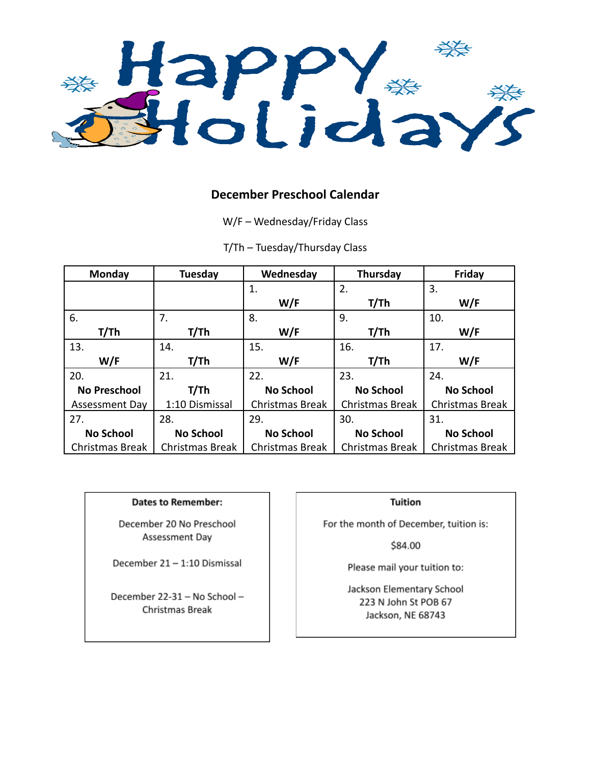# Happy Holidays

## December Preschool Calendar

W/F – Wednesday/Friday Class

T/Th – Tuesday/Thursday Class

| Monday | Tuesday | Wednesday | Thursday | Friday |
|---|---|---|---|---|
| | | 1. **W/F** | 2. **T/Th** | 3. **W/F** |
| 6. **T/Th** | 7. **T/Th** | 8. **W/F** | 9. **T/Th** | 10. **W/F** |
| 13. **W/F** | 14. **T/Th** | 15. **W/F** | 16. **T/Th** | 17. **W/F** |
| 20. **No Preschool** Assessment Day | 21. **T/Th** 1:10 Dismissal | 22. **No School** Christmas Break | 23. **No School** Christmas Break | 24. **No School** Christmas Break |
| 27. **No School** Christmas Break | 28. **No School** Christmas Break | 29. **No School** Christmas Break | 30. **No School** Christmas Break | 31. **No School** Christmas Break |

**Dates to Remember:**

December 20 No Preschool Assessment Day

December 21 – 1:10 Dismissal

December 22-31 – No School – Christmas Break

**Tuition**

For the month of December, tuition is:

$84.00

Please mail your tuition to:

Jackson Elementary School
223 N John St POB 67
Jackson, NE 68743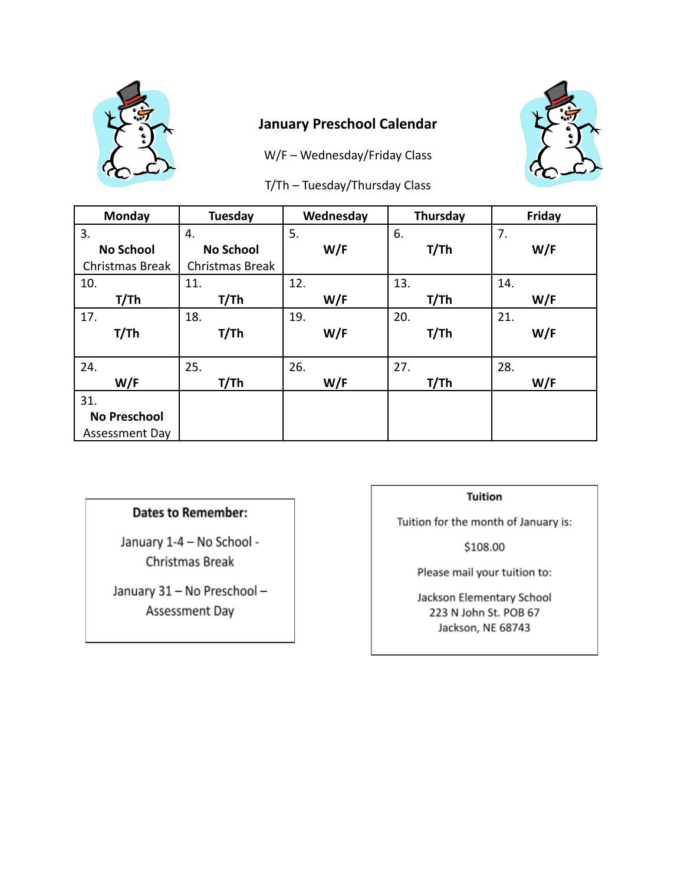## January Preschool Calendar

W/F – Wednesday/Friday Class

T/Th – Tuesday/Thursday Class

| Monday | Tuesday | Wednesday | Thursday | Friday |
|---|---|---|---|---|
| 3. **No School** Christmas Break | 4. **No School** Christmas Break | 5. **W/F** | 6. **T/Th** | 7. **W/F** |
| 10. **T/Th** | 11. **T/Th** | 12. **W/F** | 13. **T/Th** | 14. **W/F** |
| 17. **T/Th** | 18. **T/Th** | 19. **W/F** | 20. **T/Th** | 21. **W/F** |
| 24. **W/F** | 25. **T/Th** | 26. **W/F** | 27. **T/Th** | 28. **W/F** |
| 31. **No Preschool** Assessment Day | | | | |

**Dates to Remember:**

January 1-4 – No School - Christmas Break

January 31 – No Preschool – Assessment Day

**Tuition**

Tuition for the month of January is:

$108.00

Please mail your tuition to:

Jackson Elementary School
223 N John St. POB 67
Jackson, NE 68743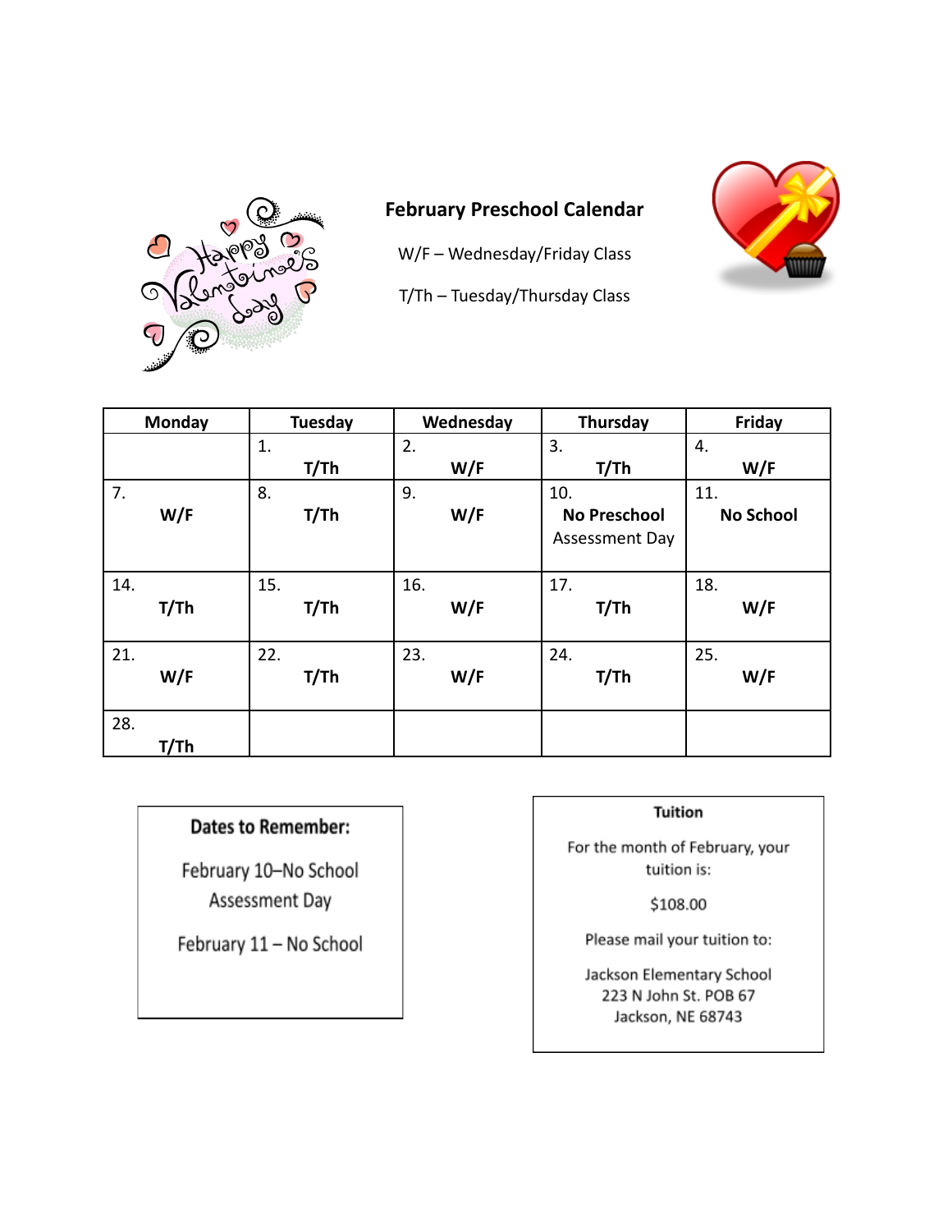## February Preschool Calendar

W/F – Wednesday/Friday Class

T/Th – Tuesday/Thursday Class

| Monday | Tuesday | Wednesday | Thursday | Friday |
|---|---|---|---|---|
| | 1. **T/Th** | 2. **W/F** | 3. **T/Th** | 4. **W/F** |
| 7. **W/F** | 8. **T/Th** | 9. **W/F** | 10. **No Preschool** Assessment Day | 11. **No School** |
| 14. **T/Th** | 15. **T/Th** | 16. **W/F** | 17. **T/Th** | 18. **W/F** |
| 21. **W/F** | 22. **T/Th** | 23. **W/F** | 24. **T/Th** | 25. **W/F** |
| 28. **T/Th** | | | | |

### Dates to Remember:

February 10–No School Assessment Day

February 11 – No School

### Tuition

For the month of February, your tuition is:

$108.00

Please mail your tuition to:

Jackson Elementary School
223 N John St. POB 67
Jackson, NE 68743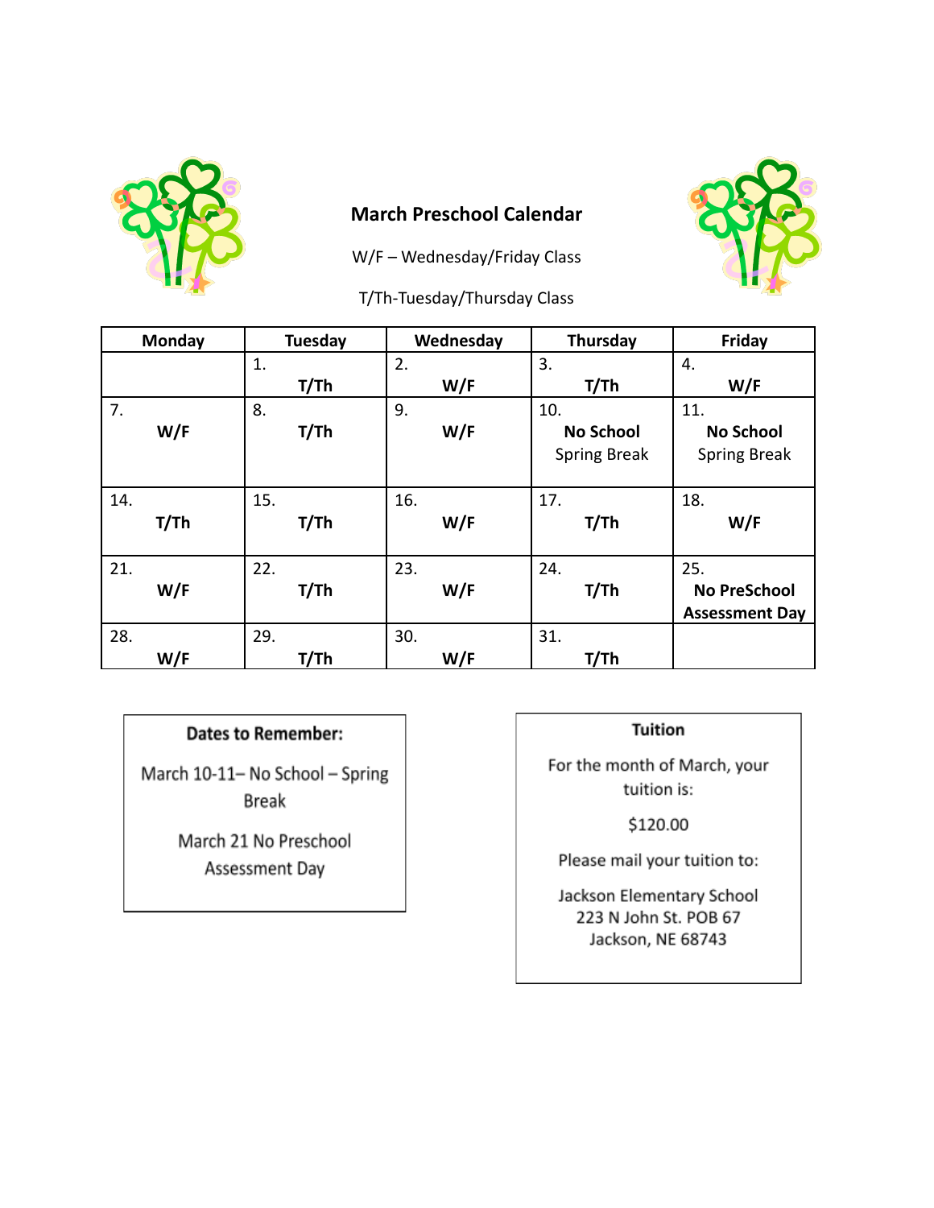## March Preschool Calendar

W/F – Wednesday/Friday Class

T/Th-Tuesday/Thursday Class

| Monday | Tuesday | Wednesday | Thursday | Friday |
|---|---|---|---|---|
| | 1. **T/Th** | 2. **W/F** | 3. **T/Th** | 4. **W/F** |
| 7. **W/F** | 8. **T/Th** | 9. **W/F** | 10. **No School** Spring Break | 11. **No School** Spring Break |
| 14. **T/Th** | 15. **T/Th** | 16. **W/F** | 17. **T/Th** | 18. **W/F** |
| 21. **W/F** | 22. **T/Th** | 23. **W/F** | 24. **T/Th** | 25. **No PreSchool Assessment Day** |
| 28. **W/F** | 29. **T/Th** | 30. **W/F** | 31. **T/Th** | |

**Dates to Remember:**

March 10-11– No School – Spring Break

March 21 No Preschool Assessment Day

**Tuition**

For the month of March, your tuition is:

$120.00

Please mail your tuition to:

Jackson Elementary School
223 N John St. POB 67
Jackson, NE 68743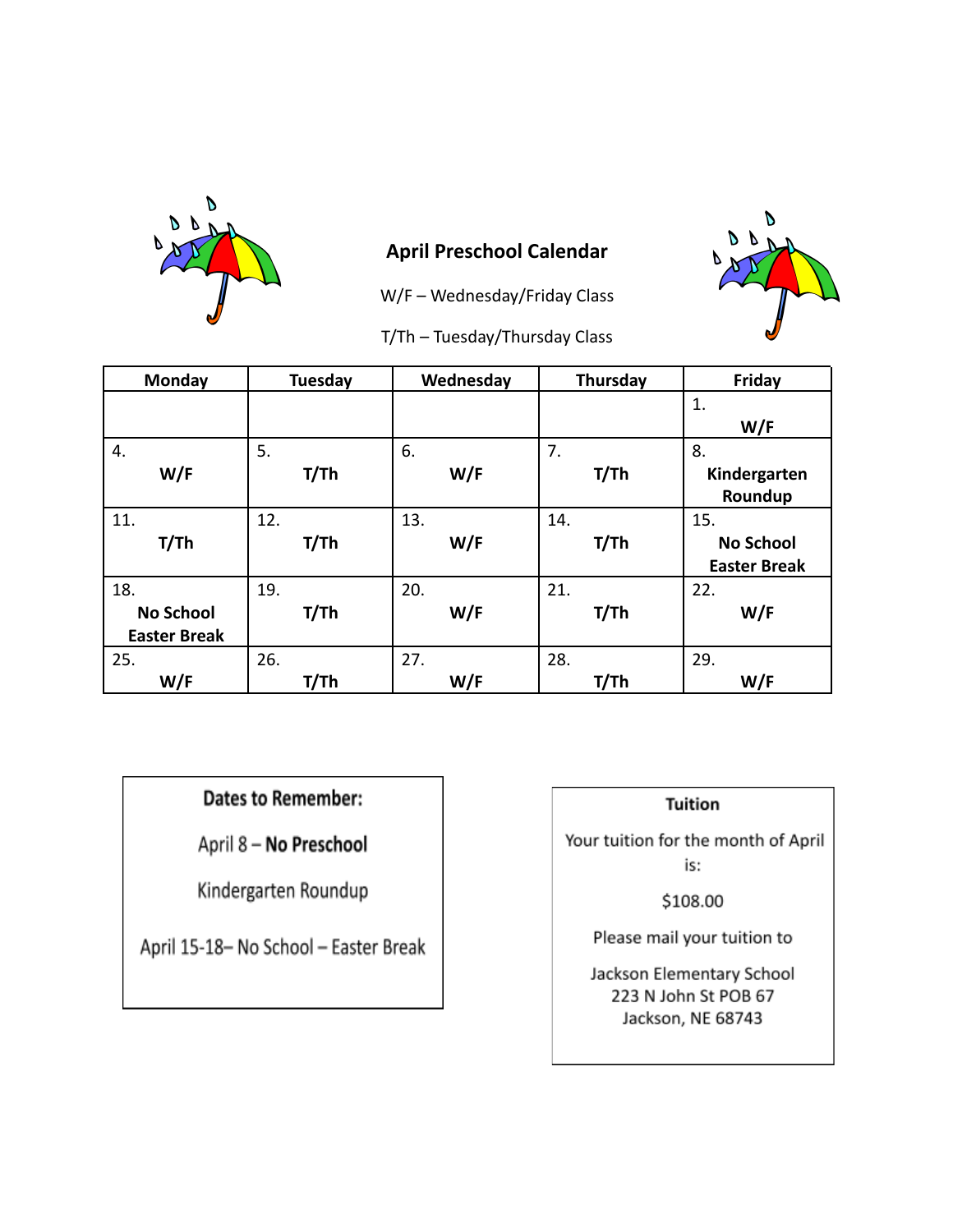## April Preschool Calendar

W/F – Wednesday/Friday Class

T/Th – Tuesday/Thursday Class

| Monday | Tuesday | Wednesday | Thursday | Friday |
|---|---|---|---|---|
| | | | | 1. **W/F** |
| 4. **W/F** | 5. **T/Th** | 6. **W/F** | 7. **T/Th** | 8. **Kindergarten Roundup** |
| 11. **T/Th** | 12. **T/Th** | 13. **W/F** | 14. **T/Th** | 15. **No School Easter Break** |
| 18. **No School Easter Break** | 19. **T/Th** | 20. **W/F** | 21. **T/Th** | 22. **W/F** |
| 25. **W/F** | 26. **T/Th** | 27. **W/F** | 28. **T/Th** | 29. **W/F** |

**Dates to Remember:**

April 8 – **No Preschool**

Kindergarten Roundup

April 15-18– No School – Easter Break

**Tuition**

Your tuition for the month of April is:

$108.00

Please mail your tuition to

Jackson Elementary School
223 N John St POB 67
Jackson, NE 68743